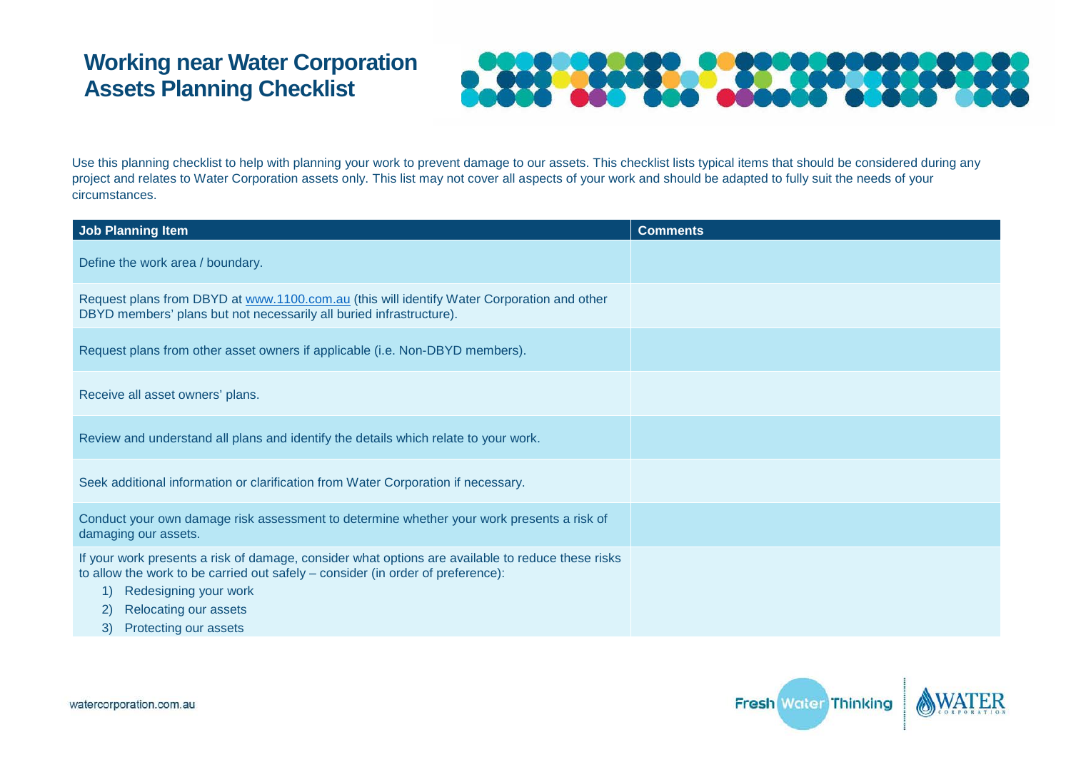# Working near Water Corporation Assets Planning Checklist

Use this planning checklist to help with planning your work to prevent damage to our assets. This checklist lists typical items that should be considered during any project and relates to Water Corporation assets only. This list may not cover all aspects of your work and should be adapted to fully suit the needs of your circumstances.

| Job Planning Item | Comments |
| --- | --- |
| Define the work area / boundary. | |
| Request plans from DBYD at [www.1100.com.au](http://www.1100.com.au) (this will identify Water Corporation and other DBYD members' plans but not necessarily all buried infrastructure). | |
| Request plans from other asset owners if applicable (i.e. Non-DBYD members). | |
| Receive all asset owners' plans. | |
| Review and understand all plans and identify the details which relate to your work. | |
| Seek additional information or clarification from Water Corporation if necessary. | |
| Conduct your own damage risk assessment to determine whether your work presents a risk of damaging our assets. | |
| If your work presents a risk of damage, consider what options are available to reduce these risks to allow the work to be carried out safely – consider (in order of preference):<br>1) Redesigning your work<br>2) Relocating our assets<br>3) Protecting our assets | |

watercorporation.com.au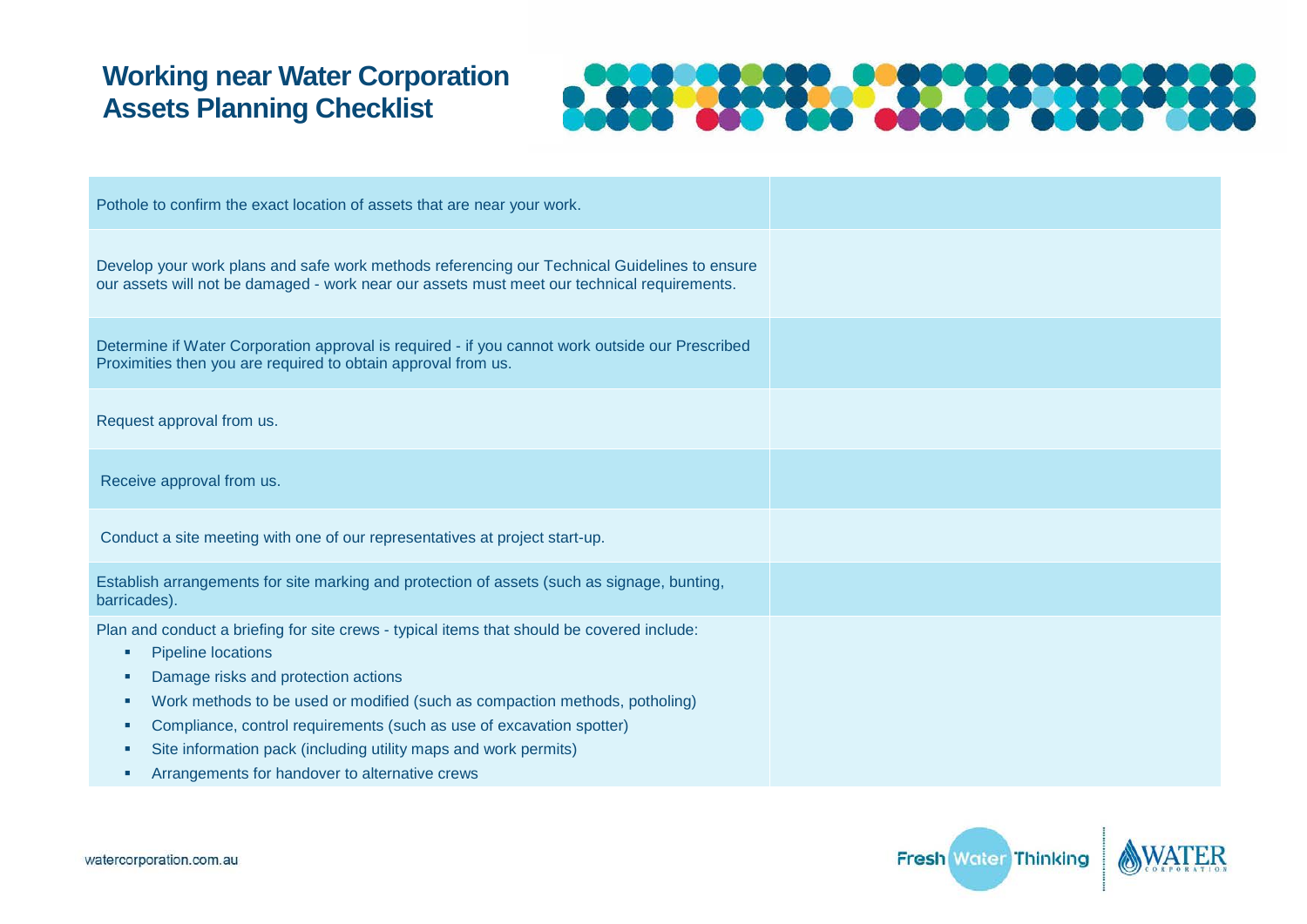# Working near Water Corporation Assets Planning Checklist

| | |
|---|---|
| Pothole to confirm the exact location of assets that are near your work. | |
| Develop your work plans and safe work methods referencing our Technical Guidelines to ensure our assets will not be damaged - work near our assets must meet our technical requirements. | |
| Determine if Water Corporation approval is required - if you cannot work outside our Prescribed Proximities then you are required to obtain approval from us. | |
| Request approval from us. | |
| Receive approval from us. | |
| Conduct a site meeting with one of our representatives at project start-up. | |
| Establish arrangements for site marking and protection of assets (such as signage, bunting, barricades). | |
| Plan and conduct a briefing for site crews - typical items that should be covered include:<br>▪ Pipeline locations<br>▪ Damage risks and protection actions<br>▪ Work methods to be used or modified (such as compaction methods, potholing)<br>▪ Compliance, control requirements (such as use of excavation spotter)<br>▪ Site information pack (including utility maps and work permits)<br>▪ Arrangements for handover to alternative crews | |

watercorporation.com.au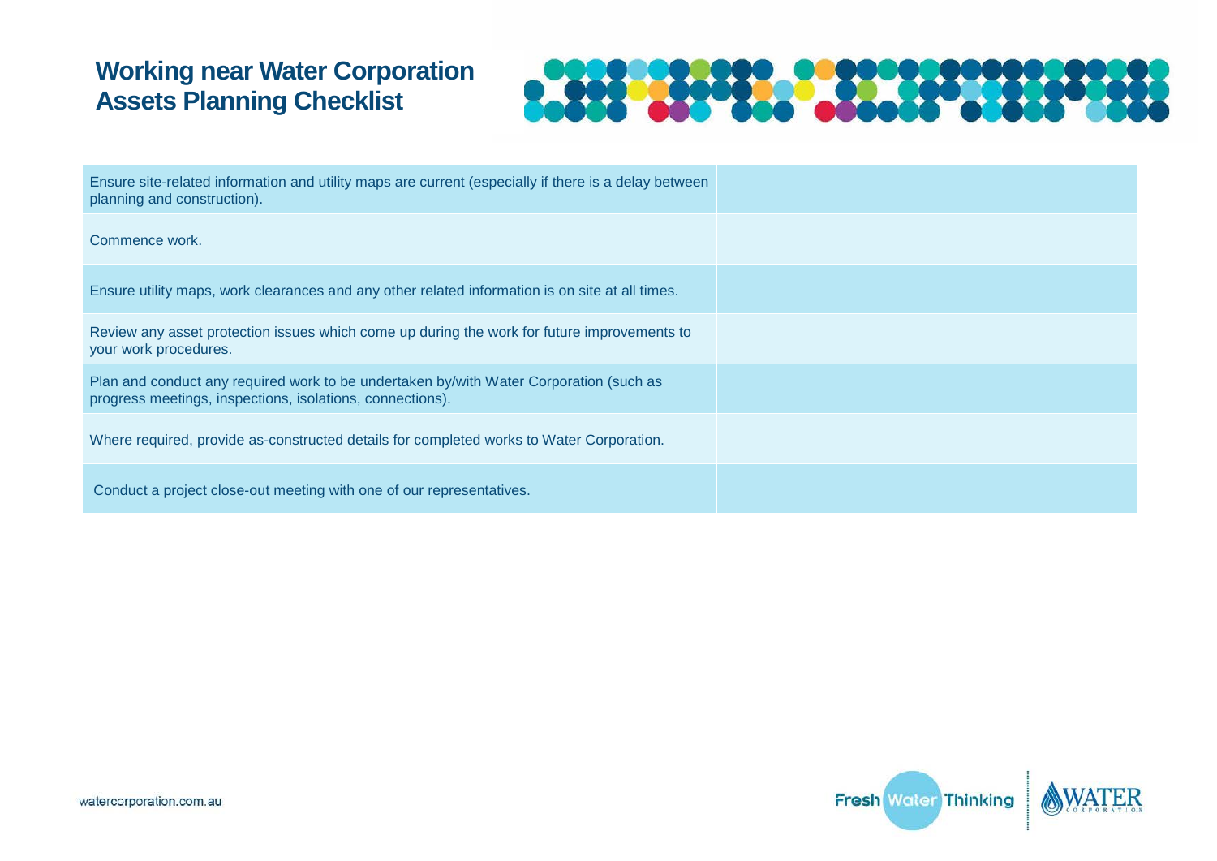# Working near Water Corporation Assets Planning Checklist

| | |
|---|---|
| Ensure site-related information and utility maps are current (especially if there is a delay between planning and construction). | |
| Commence work. | |
| Ensure utility maps, work clearances and any other related information is on site at all times. | |
| Review any asset protection issues which come up during the work for future improvements to your work procedures. | |
| Plan and conduct any required work to be undertaken by/with Water Corporation (such as progress meetings, inspections, isolations, connections). | |
| Where required, provide as-constructed details for completed works to Water Corporation. | |
| Conduct a project close-out meeting with one of our representatives. | |

watercorporation.com.au